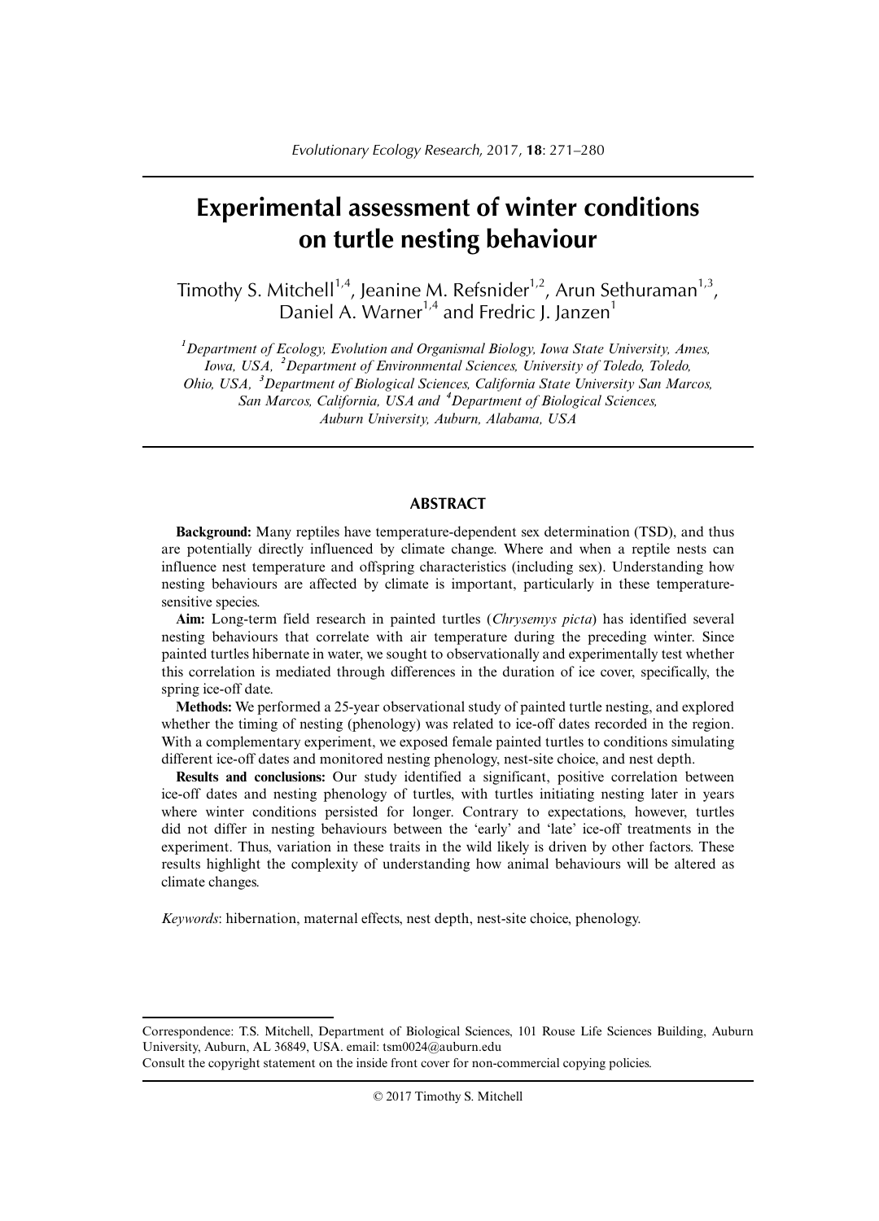# Experimental assessment of winter conditions on turtle nesting behaviour

Timothy S. Mitchell[1,4], Jeanine M. Refsnider[1,2], Arun Sethuraman[1,3], Daniel A. Warner[1,4] and Fredric J. Janzen[1]

*[1]Department of Ecology, Evolution and Organismal Biology, Iowa State University, Ames, Iowa, USA, [2]Department of Environmental Sciences, University of Toledo, Toledo, Ohio, USA, [3]Department of Biological Sciences, California State University San Marcos, San Marcos, California, USA and [4]Department of Biological Sciences, Auburn University, Auburn, Alabama, USA*

## ABSTRACT

**Background:** Many reptiles have temperature-dependent sex determination (TSD), and thus are potentially directly influenced by climate change. Where and when a reptile nests can influence nest temperature and offspring characteristics (including sex). Understanding how nesting behaviours are affected by climate is important, particularly in these temperature-sensitive species.

**Aim:** Long-term field research in painted turtles (*Chrysemys picta*) has identified several nesting behaviours that correlate with air temperature during the preceding winter. Since painted turtles hibernate in water, we sought to observationally and experimentally test whether this correlation is mediated through differences in the duration of ice cover, specifically, the spring ice-off date.

**Methods:** We performed a 25-year observational study of painted turtle nesting, and explored whether the timing of nesting (phenology) was related to ice-off dates recorded in the region. With a complementary experiment, we exposed female painted turtles to conditions simulating different ice-off dates and monitored nesting phenology, nest-site choice, and nest depth.

**Results and conclusions:** Our study identified a significant, positive correlation between ice-off dates and nesting phenology of turtles, with turtles initiating nesting later in years where winter conditions persisted for longer. Contrary to expectations, however, turtles did not differ in nesting behaviours between the 'early' and 'late' ice-off treatments in the experiment. Thus, variation in these traits in the wild likely is driven by other factors. These results highlight the complexity of understanding how animal behaviours will be altered as climate changes.

*Keywords*: hibernation, maternal effects, nest depth, nest-site choice, phenology.

---

Correspondence: T.S. Mitchell, Department of Biological Sciences, 101 Rouse Life Sciences Building, Auburn University, Auburn, AL 36849, USA. email: tsm0024@auburn.edu

Consult the copyright statement on the inside front cover for non-commercial copying policies.

© 2017 Timothy S. Mitchell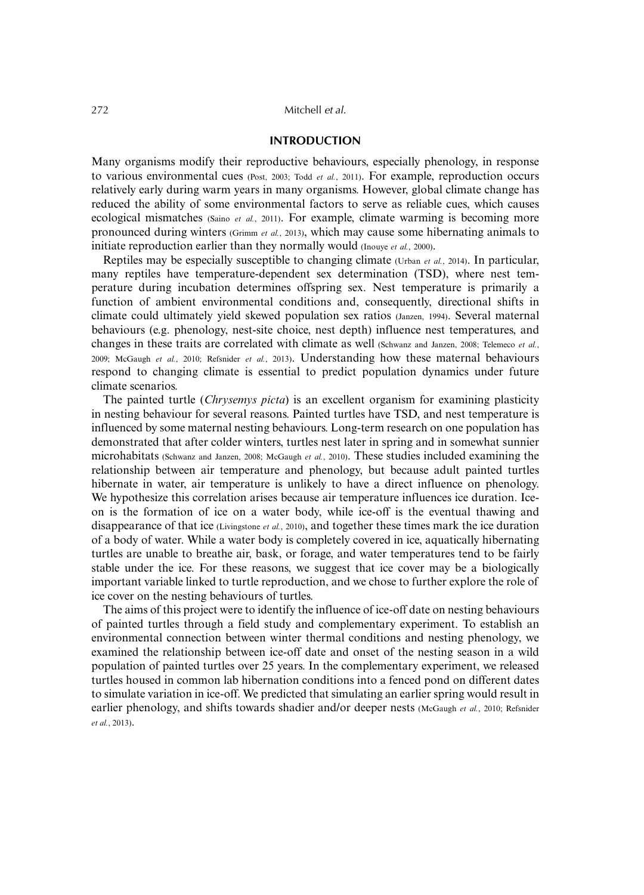## INTRODUCTION

Many organisms modify their reproductive behaviours, especially phenology, in response to various environmental cues (Post, 2003; Todd *et al.*, 2011). For example, reproduction occurs relatively early during warm years in many organisms. However, global climate change has reduced the ability of some environmental factors to serve as reliable cues, which causes ecological mismatches (Saino *et al.*, 2011). For example, climate warming is becoming more pronounced during winters (Grimm *et al.*, 2013), which may cause some hibernating animals to initiate reproduction earlier than they normally would (Inouye *et al.*, 2000).

Reptiles may be especially susceptible to changing climate (Urban *et al.*, 2014). In particular, many reptiles have temperature-dependent sex determination (TSD), where nest temperature during incubation determines offspring sex. Nest temperature is primarily a function of ambient environmental conditions and, consequently, directional shifts in climate could ultimately yield skewed population sex ratios (Janzen, 1994). Several maternal behaviours (e.g. phenology, nest-site choice, nest depth) influence nest temperatures, and changes in these traits are correlated with climate as well (Schwanz and Janzen, 2008; Telemeco *et al.*, 2009; McGaugh *et al.*, 2010; Refsnider *et al.*, 2013). Understanding how these maternal behaviours respond to changing climate is essential to predict population dynamics under future climate scenarios.

The painted turtle (*Chrysemys picta*) is an excellent organism for examining plasticity in nesting behaviour for several reasons. Painted turtles have TSD, and nest temperature is influenced by some maternal nesting behaviours. Long-term research on one population has demonstrated that after colder winters, turtles nest later in spring and in somewhat sunnier microhabitats (Schwanz and Janzen, 2008; McGaugh *et al.*, 2010). These studies included examining the relationship between air temperature and phenology, but because adult painted turtles hibernate in water, air temperature is unlikely to have a direct influence on phenology. We hypothesize this correlation arises because air temperature influences ice duration. Ice-on is the formation of ice on a water body, while ice-off is the eventual thawing and disappearance of that ice (Livingstone *et al.*, 2010), and together these times mark the ice duration of a body of water. While a water body is completely covered in ice, aquatically hibernating turtles are unable to breathe air, bask, or forage, and water temperatures tend to be fairly stable under the ice. For these reasons, we suggest that ice cover may be a biologically important variable linked to turtle reproduction, and we chose to further explore the role of ice cover on the nesting behaviours of turtles.

The aims of this project were to identify the influence of ice-off date on nesting behaviours of painted turtles through a field study and complementary experiment. To establish an environmental connection between winter thermal conditions and nesting phenology, we examined the relationship between ice-off date and onset of the nesting season in a wild population of painted turtles over 25 years. In the complementary experiment, we released turtles housed in common lab hibernation conditions into a fenced pond on different dates to simulate variation in ice-off. We predicted that simulating an earlier spring would result in earlier phenology, and shifts towards shadier and/or deeper nests (McGaugh *et al.*, 2010; Refsnider *et al.*, 2013).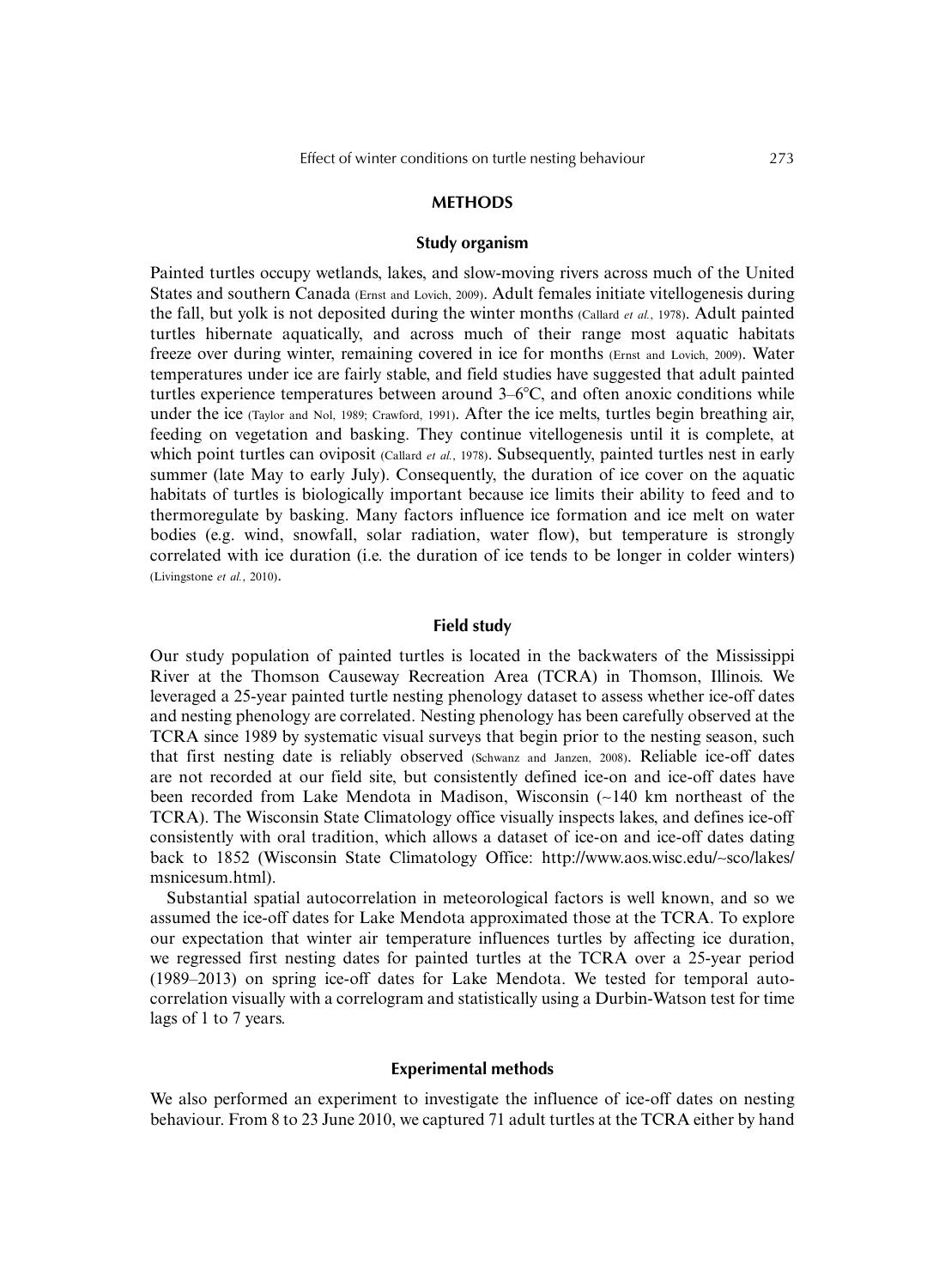## METHODS

### Study organism

Painted turtles occupy wetlands, lakes, and slow-moving rivers across much of the United States and southern Canada (Ernst and Lovich, 2009). Adult females initiate vitellogenesis during the fall, but yolk is not deposited during the winter months (Callard *et al.*, 1978). Adult painted turtles hibernate aquatically, and across much of their range most aquatic habitats freeze over during winter, remaining covered in ice for months (Ernst and Lovich, 2009). Water temperatures under ice are fairly stable, and field studies have suggested that adult painted turtles experience temperatures between around 3–6°C, and often anoxic conditions while under the ice (Taylor and Nol, 1989; Crawford, 1991). After the ice melts, turtles begin breathing air, feeding on vegetation and basking. They continue vitellogenesis until it is complete, at which point turtles can oviposit (Callard *et al.*, 1978). Subsequently, painted turtles nest in early summer (late May to early July). Consequently, the duration of ice cover on the aquatic habitats of turtles is biologically important because ice limits their ability to feed and to thermoregulate by basking. Many factors influence ice formation and ice melt on water bodies (e.g. wind, snowfall, solar radiation, water flow), but temperature is strongly correlated with ice duration (i.e. the duration of ice tends to be longer in colder winters) (Livingstone *et al.*, 2010).

### Field study

Our study population of painted turtles is located in the backwaters of the Mississippi River at the Thomson Causeway Recreation Area (TCRA) in Thomson, Illinois. We leveraged a 25-year painted turtle nesting phenology dataset to assess whether ice-off dates and nesting phenology are correlated. Nesting phenology has been carefully observed at the TCRA since 1989 by systematic visual surveys that begin prior to the nesting season, such that first nesting date is reliably observed (Schwanz and Janzen, 2008). Reliable ice-off dates are not recorded at our field site, but consistently defined ice-on and ice-off dates have been recorded from Lake Mendota in Madison, Wisconsin (~140 km northeast of the TCRA). The Wisconsin State Climatology office visually inspects lakes, and defines ice-off consistently with oral tradition, which allows a dataset of ice-on and ice-off dates dating back to 1852 (Wisconsin State Climatology Office: http://www.aos.wisc.edu/~sco/lakes/msnicesum.html).

Substantial spatial autocorrelation in meteorological factors is well known, and so we assumed the ice-off dates for Lake Mendota approximated those at the TCRA. To explore our expectation that winter air temperature influences turtles by affecting ice duration, we regressed first nesting dates for painted turtles at the TCRA over a 25-year period (1989–2013) on spring ice-off dates for Lake Mendota. We tested for temporal autocorrelation visually with a correlogram and statistically using a Durbin-Watson test for time lags of 1 to 7 years.

### Experimental methods

We also performed an experiment to investigate the influence of ice-off dates on nesting behaviour. From 8 to 23 June 2010, we captured 71 adult turtles at the TCRA either by hand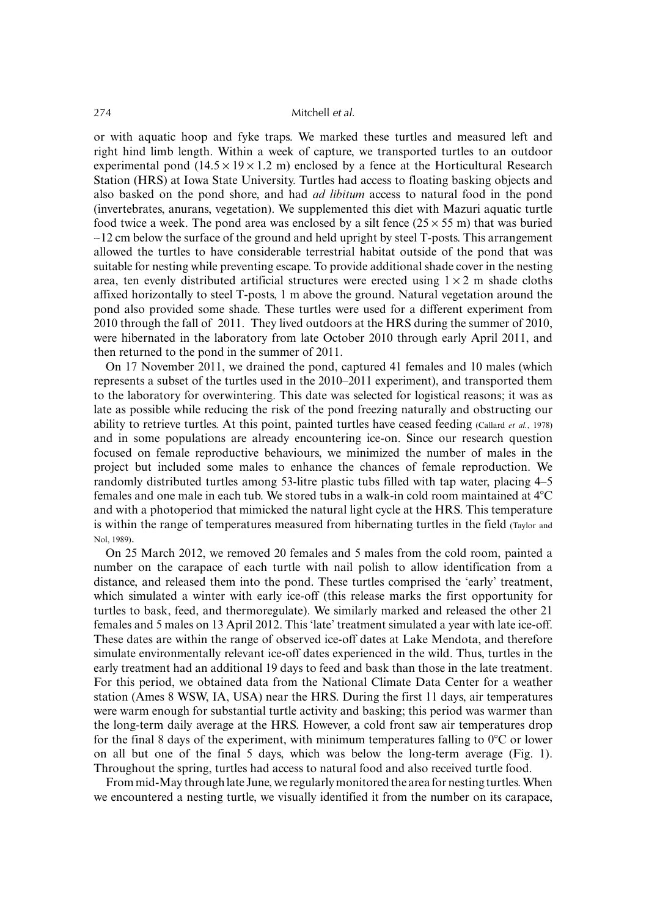or with aquatic hoop and fyke traps. We marked these turtles and measured left and right hind limb length. Within a week of capture, we transported turtles to an outdoor experimental pond ($14.5 \times 19 \times 1.2$ m) enclosed by a fence at the Horticultural Research Station (HRS) at Iowa State University. Turtles had access to floating basking objects and also basked on the pond shore, and had *ad libitum* access to natural food in the pond (invertebrates, anurans, vegetation). We supplemented this diet with Mazuri aquatic turtle food twice a week. The pond area was enclosed by a silt fence ($25 \times 55$ m) that was buried ~12 cm below the surface of the ground and held upright by steel T-posts. This arrangement allowed the turtles to have considerable terrestrial habitat outside of the pond that was suitable for nesting while preventing escape. To provide additional shade cover in the nesting area, ten evenly distributed artificial structures were erected using $1 \times 2$ m shade cloths affixed horizontally to steel T-posts, 1 m above the ground. Natural vegetation around the pond also provided some shade. These turtles were used for a different experiment from 2010 through the fall of 2011. They lived outdoors at the HRS during the summer of 2010, were hibernated in the laboratory from late October 2010 through early April 2011, and then returned to the pond in the summer of 2011.

On 17 November 2011, we drained the pond, captured 41 females and 10 males (which represents a subset of the turtles used in the 2010–2011 experiment), and transported them to the laboratory for overwintering. This date was selected for logistical reasons; it was as late as possible while reducing the risk of the pond freezing naturally and obstructing our ability to retrieve turtles. At this point, painted turtles have ceased feeding (Callard *et al.*, 1978) and in some populations are already encountering ice-on. Since our research question focused on female reproductive behaviours, we minimized the number of males in the project but included some males to enhance the chances of female reproduction. We randomly distributed turtles among 53-litre plastic tubs filled with tap water, placing 4–5 females and one male in each tub. We stored tubs in a walk-in cold room maintained at 4°C and with a photoperiod that mimicked the natural light cycle at the HRS. This temperature is within the range of temperatures measured from hibernating turtles in the field (Taylor and Nol, 1989).

On 25 March 2012, we removed 20 females and 5 males from the cold room, painted a number on the carapace of each turtle with nail polish to allow identification from a distance, and released them into the pond. These turtles comprised the 'early' treatment, which simulated a winter with early ice-off (this release marks the first opportunity for turtles to bask, feed, and thermoregulate). We similarly marked and released the other 21 females and 5 males on 13 April 2012. This 'late' treatment simulated a year with late ice-off. These dates are within the range of observed ice-off dates at Lake Mendota, and therefore simulate environmentally relevant ice-off dates experienced in the wild. Thus, turtles in the early treatment had an additional 19 days to feed and bask than those in the late treatment. For this period, we obtained data from the National Climate Data Center for a weather station (Ames 8 WSW, IA, USA) near the HRS. During the first 11 days, air temperatures were warm enough for substantial turtle activity and basking; this period was warmer than the long-term daily average at the HRS. However, a cold front saw air temperatures drop for the final 8 days of the experiment, with minimum temperatures falling to 0°C or lower on all but one of the final 5 days, which was below the long-term average (Fig. 1). Throughout the spring, turtles had access to natural food and also received turtle food.

From mid-May through late June, we regularly monitored the area for nesting turtles. When we encountered a nesting turtle, we visually identified it from the number on its carapace,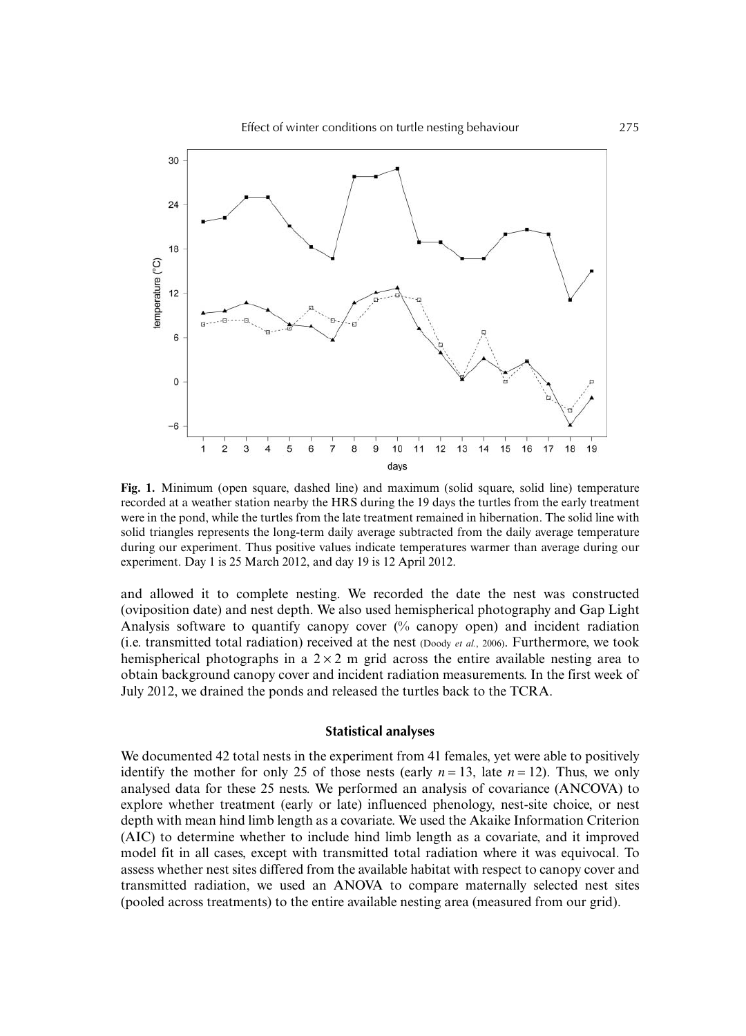**Fig. 1.** Minimum (open square, dashed line) and maximum (solid square, solid line) temperature recorded at a weather station nearby the HRS during the 19 days the turtles from the early treatment were in the pond, while the turtles from the late treatment remained in hibernation. The solid line with solid triangles represents the long-term daily average subtracted from the daily average temperature during our experiment. Thus positive values indicate temperatures warmer than average during our experiment. Day 1 is 25 March 2012, and day 19 is 12 April 2012.

and allowed it to complete nesting. We recorded the date the nest was constructed (oviposition date) and nest depth. We also used hemispherical photography and Gap Light Analysis software to quantify canopy cover (% canopy open) and incident radiation (i.e. transmitted total radiation) received at the nest (Doody *et al.*, 2006). Furthermore, we took hemispherical photographs in a $2 \times 2$ m grid across the entire available nesting area to obtain background canopy cover and incident radiation measurements. In the first week of July 2012, we drained the ponds and released the turtles back to the TCRA.

### Statistical analyses

We documented 42 total nests in the experiment from 41 females, yet were able to positively identify the mother for only 25 of those nests (early $n = 13$, late $n = 12$). Thus, we only analysed data for these 25 nests. We performed an analysis of covariance (ANCOVA) to explore whether treatment (early or late) influenced phenology, nest-site choice, or nest depth with mean hind limb length as a covariate. We used the Akaike Information Criterion (AIC) to determine whether to include hind limb length as a covariate, and it improved model fit in all cases, except with transmitted total radiation where it was equivocal. To assess whether nest sites differed from the available habitat with respect to canopy cover and transmitted radiation, we used an ANOVA to compare maternally selected nest sites (pooled across treatments) to the entire available nesting area (measured from our grid).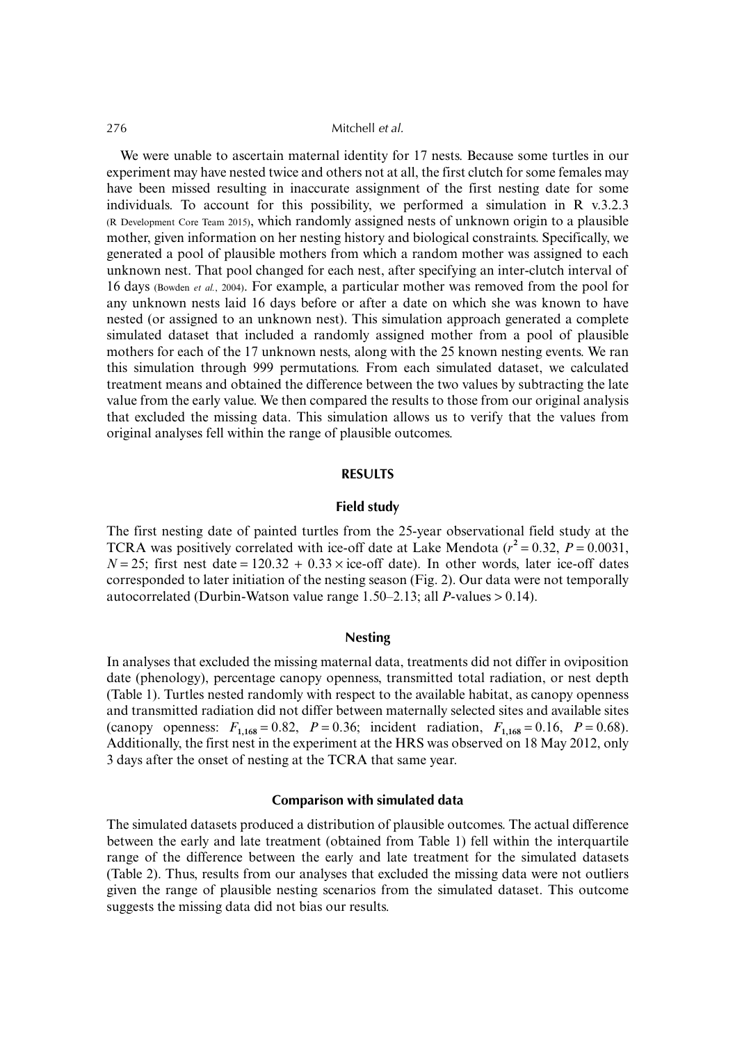We were unable to ascertain maternal identity for 17 nests. Because some turtles in our experiment may have nested twice and others not at all, the first clutch for some females may have been missed resulting in inaccurate assignment of the first nesting date for some individuals. To account for this possibility, we performed a simulation in R v.3.2.3 (R Development Core Team 2015), which randomly assigned nests of unknown origin to a plausible mother, given information on her nesting history and biological constraints. Specifically, we generated a pool of plausible mothers from which a random mother was assigned to each unknown nest. That pool changed for each nest, after specifying an inter-clutch interval of 16 days (Bowden *et al.*, 2004). For example, a particular mother was removed from the pool for any unknown nests laid 16 days before or after a date on which she was known to have nested (or assigned to an unknown nest). This simulation approach generated a complete simulated dataset that included a randomly assigned mother from a pool of plausible mothers for each of the 17 unknown nests, along with the 25 known nesting events. We ran this simulation through 999 permutations. From each simulated dataset, we calculated treatment means and obtained the difference between the two values by subtracting the late value from the early value. We then compared the results to those from our original analysis that excluded the missing data. This simulation allows us to verify that the values from original analyses fell within the range of plausible outcomes.

## RESULTS

### Field study

The first nesting date of painted turtles from the 25-year observational field study at the TCRA was positively correlated with ice-off date at Lake Mendota ($r^2 = 0.32$, $P = 0.0031$, $N = 25$; first nest date $= 120.32 + 0.33 \times$ ice-off date). In other words, later ice-off dates corresponded to later initiation of the nesting season (Fig. 2). Our data were not temporally autocorrelated (Durbin-Watson value range 1.50–2.13; all $P$-values $> 0.14$).

### Nesting

In analyses that excluded the missing maternal data, treatments did not differ in oviposition date (phenology), percentage canopy openness, transmitted total radiation, or nest depth (Table 1). Turtles nested randomly with respect to the available habitat, as canopy openness and transmitted radiation did not differ between maternally selected sites and available sites (canopy openness: $F_{1,168} = 0.82$, $P = 0.36$; incident radiation, $F_{1,168} = 0.16$, $P = 0.68$). Additionally, the first nest in the experiment at the HRS was observed on 18 May 2012, only 3 days after the onset of nesting at the TCRA that same year.

### Comparison with simulated data

The simulated datasets produced a distribution of plausible outcomes. The actual difference between the early and late treatment (obtained from Table 1) fell within the interquartile range of the difference between the early and late treatment for the simulated datasets (Table 2). Thus, results from our analyses that excluded the missing data were not outliers given the range of plausible nesting scenarios from the simulated dataset. This outcome suggests the missing data did not bias our results.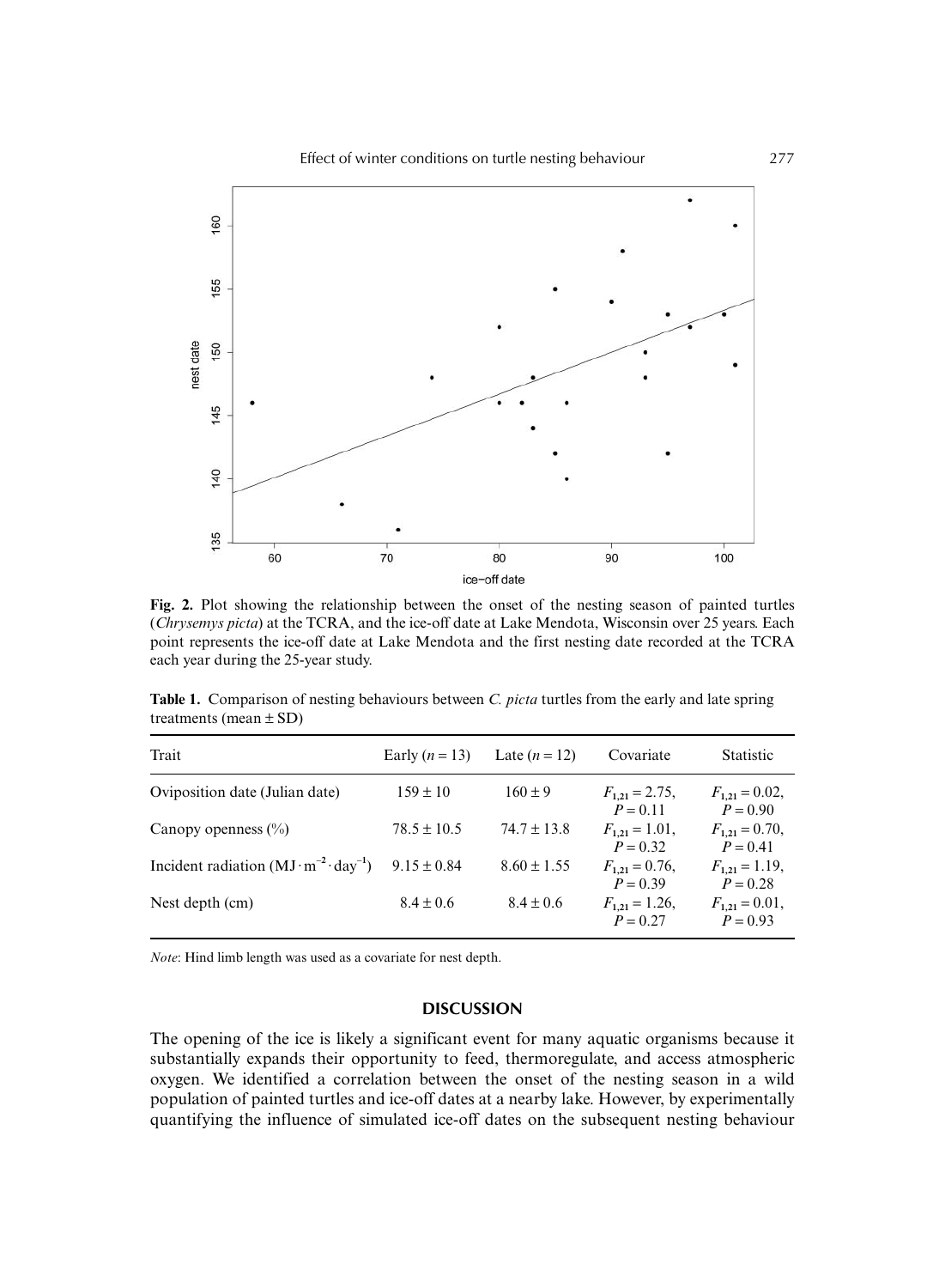Fig. 2. Plot showing the relationship between the onset of the nesting season of painted turtles (*Chrysemys picta*) at the TCRA, and the ice-off date at Lake Mendota, Wisconsin over 25 years. Each point represents the ice-off date at Lake Mendota and the first nesting date recorded at the TCRA each year during the 25-year study.

**Table 1.** Comparison of nesting behaviours between *C. picta* turtles from the early and late spring treatments (mean ± SD)

| Trait | Early ($n = 13$) | Late ($n = 12$) | Covariate | Statistic |
|---|---|---|---|---|
| Oviposition date (Julian date) | 159 ± 10 | 160 ± 9 | $F_{1,21} = 2.75$, $P = 0.11$ | $F_{1,21} = 0.02$, $P = 0.90$ |
| Canopy openness (%) | 78.5 ± 10.5 | 74.7 ± 13.8 | $F_{1,21} = 1.01$, $P = 0.32$ | $F_{1,21} = 0.70$, $P = 0.41$ |
| Incident radiation ($MJ \cdot m^{-2} \cdot day^{-1}$) | 9.15 ± 0.84 | 8.60 ± 1.55 | $F_{1,21} = 0.76$, $P = 0.39$ | $F_{1,21} = 1.19$, $P = 0.28$ |
| Nest depth (cm) | 8.4 ± 0.6 | 8.4 ± 0.6 | $F_{1,21} = 1.26$, $P = 0.27$ | $F_{1,21} = 0.01$, $P = 0.93$ |

*Note*: Hind limb length was used as a covariate for nest depth.

## DISCUSSION

The opening of the ice is likely a significant event for many aquatic organisms because it substantially expands their opportunity to feed, thermoregulate, and access atmospheric oxygen. We identified a correlation between the onset of the nesting season in a wild population of painted turtles and ice-off dates at a nearby lake. However, by experimentally quantifying the influence of simulated ice-off dates on the subsequent nesting behaviour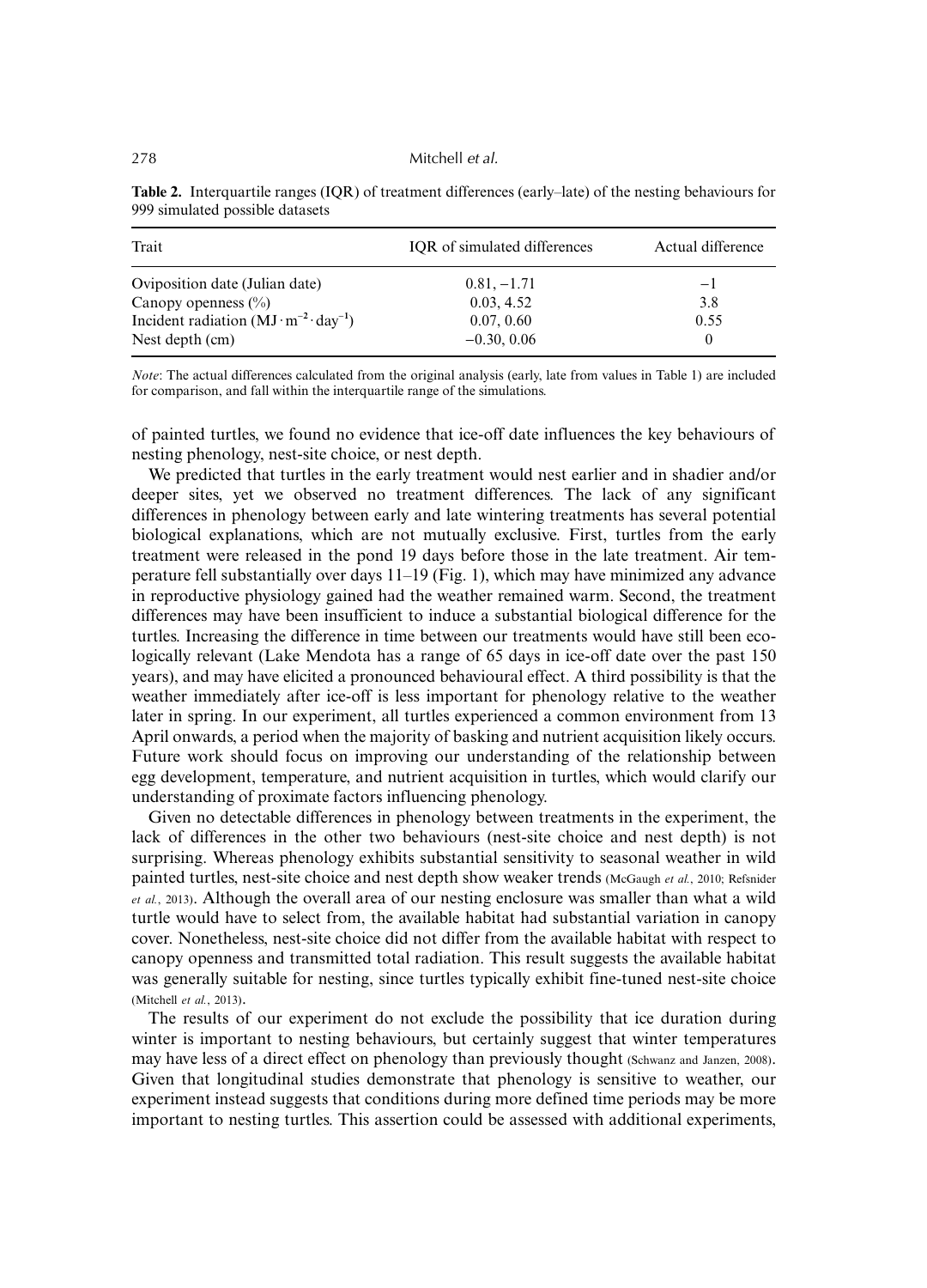**Table 2.** Interquartile ranges (IQR) of treatment differences (early–late) of the nesting behaviours for 999 simulated possible datasets

| Trait | IQR of simulated differences | Actual difference |
|---|---|---|
| Oviposition date (Julian date) | 0.81, −1.71 | −1 |
| Canopy openness (%) | 0.03, 4.52 | 3.8 |
| Incident radiation ($MJ \cdot m^{-2} \cdot day^{-1}$) | 0.07, 0.60 | 0.55 |
| Nest depth (cm) | −0.30, 0.06 | 0 |

*Note*: The actual differences calculated from the original analysis (early, late from values in Table 1) are included for comparison, and fall within the interquartile range of the simulations.

of painted turtles, we found no evidence that ice-off date influences the key behaviours of nesting phenology, nest-site choice, or nest depth.

We predicted that turtles in the early treatment would nest earlier and in shadier and/or deeper sites, yet we observed no treatment differences. The lack of any significant differences in phenology between early and late wintering treatments has several potential biological explanations, which are not mutually exclusive. First, turtles from the early treatment were released in the pond 19 days before those in the late treatment. Air temperature fell substantially over days 11–19 (Fig. 1), which may have minimized any advance in reproductive physiology gained had the weather remained warm. Second, the treatment differences may have been insufficient to induce a substantial biological difference for the turtles. Increasing the difference in time between our treatments would have still been ecologically relevant (Lake Mendota has a range of 65 days in ice-off date over the past 150 years), and may have elicited a pronounced behavioural effect. A third possibility is that the weather immediately after ice-off is less important for phenology relative to the weather later in spring. In our experiment, all turtles experienced a common environment from 13 April onwards, a period when the majority of basking and nutrient acquisition likely occurs. Future work should focus on improving our understanding of the relationship between egg development, temperature, and nutrient acquisition in turtles, which would clarify our understanding of proximate factors influencing phenology.

Given no detectable differences in phenology between treatments in the experiment, the lack of differences in the other two behaviours (nest-site choice and nest depth) is not surprising. Whereas phenology exhibits substantial sensitivity to seasonal weather in wild painted turtles, nest-site choice and nest depth show weaker trends (McGaugh *et al.*, 2010; Refsnider *et al.*, 2013). Although the overall area of our nesting enclosure was smaller than what a wild turtle would have to select from, the available habitat had substantial variation in canopy cover. Nonetheless, nest-site choice did not differ from the available habitat with respect to canopy openness and transmitted total radiation. This result suggests the available habitat was generally suitable for nesting, since turtles typically exhibit fine-tuned nest-site choice (Mitchell *et al.*, 2013).

The results of our experiment do not exclude the possibility that ice duration during winter is important to nesting behaviours, but certainly suggest that winter temperatures may have less of a direct effect on phenology than previously thought (Schwanz and Janzen, 2008). Given that longitudinal studies demonstrate that phenology is sensitive to weather, our experiment instead suggests that conditions during more defined time periods may be more important to nesting turtles. This assertion could be assessed with additional experiments,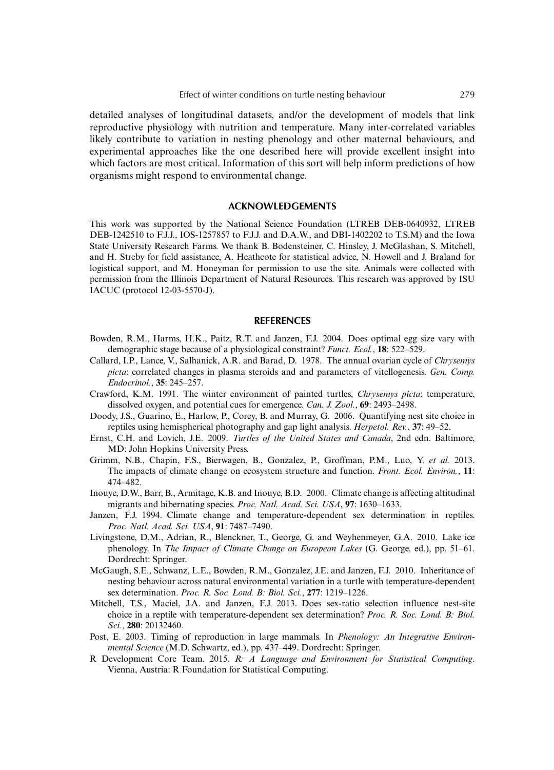detailed analyses of longitudinal datasets, and/or the development of models that link reproductive physiology with nutrition and temperature. Many inter-correlated variables likely contribute to variation in nesting phenology and other maternal behaviours, and experimental approaches like the one described here will provide excellent insight into which factors are most critical. Information of this sort will help inform predictions of how organisms might respond to environmental change.

## ACKNOWLEDGEMENTS

This work was supported by the National Science Foundation (LTREB DEB-0640932, LTREB DEB-1242510 to F.J.J., IOS-1257857 to F.J.J. and D.A.W., and DBI-1402202 to T.S.M) and the Iowa State University Research Farms. We thank B. Bodensteiner, C. Hinsley, J. McGlashan, S. Mitchell, and H. Streby for field assistance, A. Heathcote for statistical advice, N. Howell and J. Braland for logistical support, and M. Honeyman for permission to use the site. Animals were collected with permission from the Illinois Department of Natural Resources. This research was approved by ISU IACUC (protocol 12-03-5570-J).

## REFERENCES

Bowden, R.M., Harms, H.K., Paitz, R.T. and Janzen, F.J. 2004. Does optimal egg size vary with demographic stage because of a physiological constraint? *Funct. Ecol.*, **18**: 522–529.

Callard, I.P., Lance, V., Salhanick, A.R. and Barad, D. 1978. The annual ovarian cycle of *Chrysemys picta*: correlated changes in plasma steroids and and parameters of vitellogenesis. *Gen. Comp. Endocrinol.*, **35**: 245–257.

Crawford, K.M. 1991. The winter environment of painted turtles, *Chrysemys picta*: temperature, dissolved oxygen, and potential cues for emergence. *Can. J. Zool.*, **69**: 2493–2498.

Doody, J.S., Guarino, E., Harlow, P., Corey, B. and Murray, G. 2006. Quantifying nest site choice in reptiles using hemispherical photography and gap light analysis. *Herpetol. Rev.*, **37**: 49–52.

Ernst, C.H. and Lovich, J.E. 2009. *Turtles of the United States and Canada*, 2nd edn. Baltimore, MD: John Hopkins University Press.

Grimm, N.B., Chapin, F.S., Bierwagen, B., Gonzalez, P., Groffman, P.M., Luo, Y. *et al.* 2013. The impacts of climate change on ecosystem structure and function. *Front. Ecol. Environ.*, **11**: 474–482.

Inouye, D.W., Barr, B., Armitage, K.B. and Inouye, B.D. 2000. Climate change is affecting altitudinal migrants and hibernating species. *Proc. Natl. Acad. Sci. USA*, **97**: 1630–1633.

Janzen, F.J. 1994. Climate change and temperature-dependent sex determination in reptiles. *Proc. Natl. Acad. Sci. USA*, **91**: 7487–7490.

Livingstone, D.M., Adrian, R., Blenckner, T., George, G. and Weyhenmeyer, G.A. 2010. Lake ice phenology. In *The Impact of Climate Change on European Lakes* (G. George, ed.), pp. 51–61. Dordrecht: Springer.

McGaugh, S.E., Schwanz, L.E., Bowden, R.M., Gonzalez, J.E. and Janzen, F.J. 2010. Inheritance of nesting behaviour across natural environmental variation in a turtle with temperature-dependent sex determination. *Proc. R. Soc. Lond. B: Biol. Sci.*, **277**: 1219–1226.

Mitchell, T.S., Maciel, J.A. and Janzen, F.J. 2013. Does sex-ratio selection influence nest-site choice in a reptile with temperature-dependent sex determination? *Proc. R. Soc. Lond. B: Biol. Sci.*, **280**: 20132460.

Post, E. 2003. Timing of reproduction in large mammals. In *Phenology: An Integrative Environmental Science* (M.D. Schwartz, ed.), pp. 437–449. Dordrecht: Springer.

R Development Core Team. 2015. *R: A Language and Environment for Statistical Computing*. Vienna, Austria: R Foundation for Statistical Computing.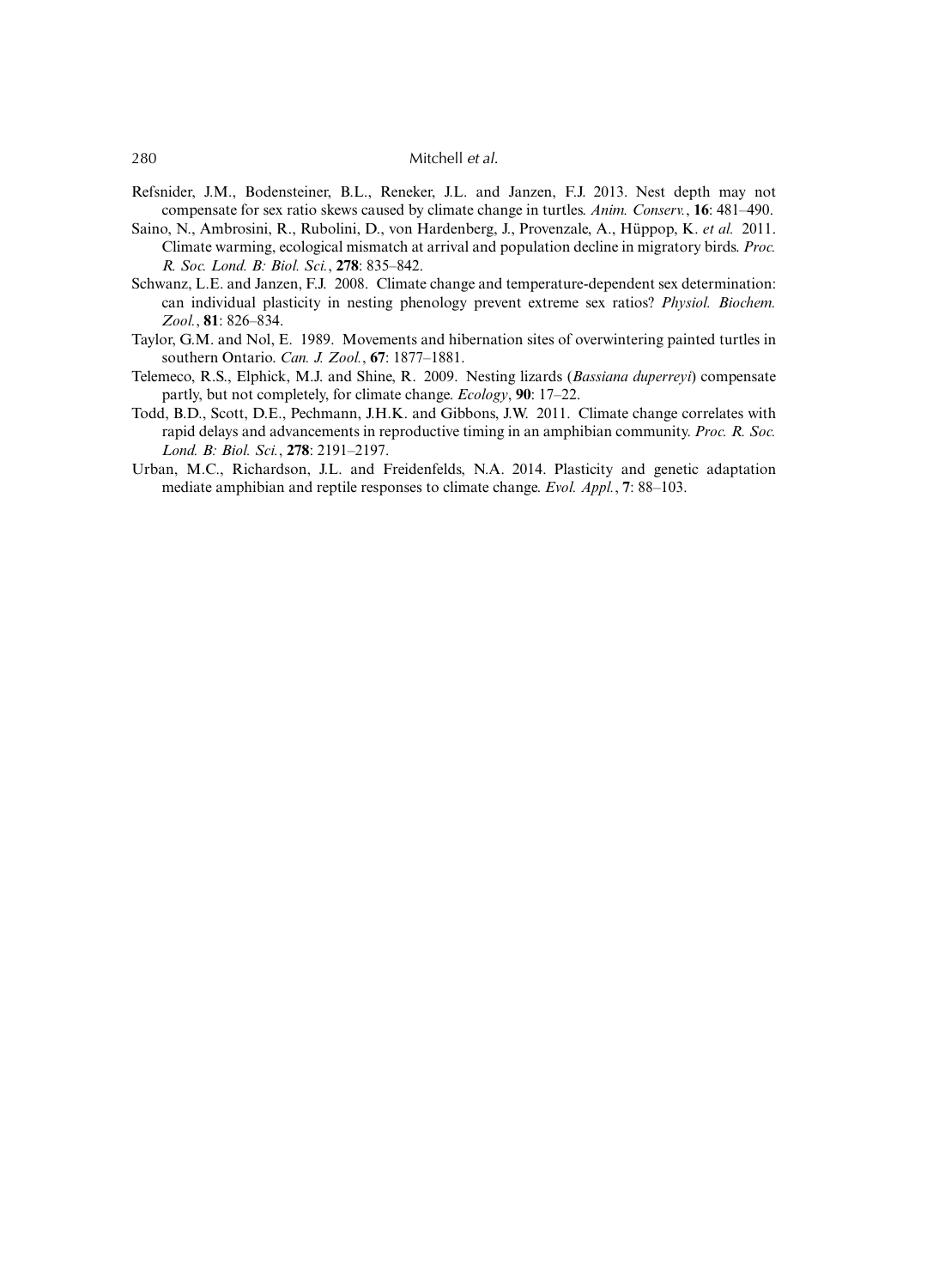Refsnider, J.M., Bodensteiner, B.L., Reneker, J.L. and Janzen, F.J. 2013. Nest depth may not compensate for sex ratio skews caused by climate change in turtles. *Anim. Conserv.*, **16**: 481–490.

Saino, N., Ambrosini, R., Rubolini, D., von Hardenberg, J., Provenzale, A., Hüppop, K. *et al.* 2011. Climate warming, ecological mismatch at arrival and population decline in migratory birds. *Proc. R. Soc. Lond. B: Biol. Sci.*, **278**: 835–842.

Schwanz, L.E. and Janzen, F.J. 2008. Climate change and temperature-dependent sex determination: can individual plasticity in nesting phenology prevent extreme sex ratios? *Physiol. Biochem. Zool.*, **81**: 826–834.

Taylor, G.M. and Nol, E. 1989. Movements and hibernation sites of overwintering painted turtles in southern Ontario. *Can. J. Zool.*, **67**: 1877–1881.

Telemeco, R.S., Elphick, M.J. and Shine, R. 2009. Nesting lizards (*Bassiana duperreyi*) compensate partly, but not completely, for climate change. *Ecology*, **90**: 17–22.

Todd, B.D., Scott, D.E., Pechmann, J.H.K. and Gibbons, J.W. 2011. Climate change correlates with rapid delays and advancements in reproductive timing in an amphibian community. *Proc. R. Soc. Lond. B: Biol. Sci.*, **278**: 2191–2197.

Urban, M.C., Richardson, J.L. and Freidenfelds, N.A. 2014. Plasticity and genetic adaptation mediate amphibian and reptile responses to climate change. *Evol. Appl.*, **7**: 88–103.